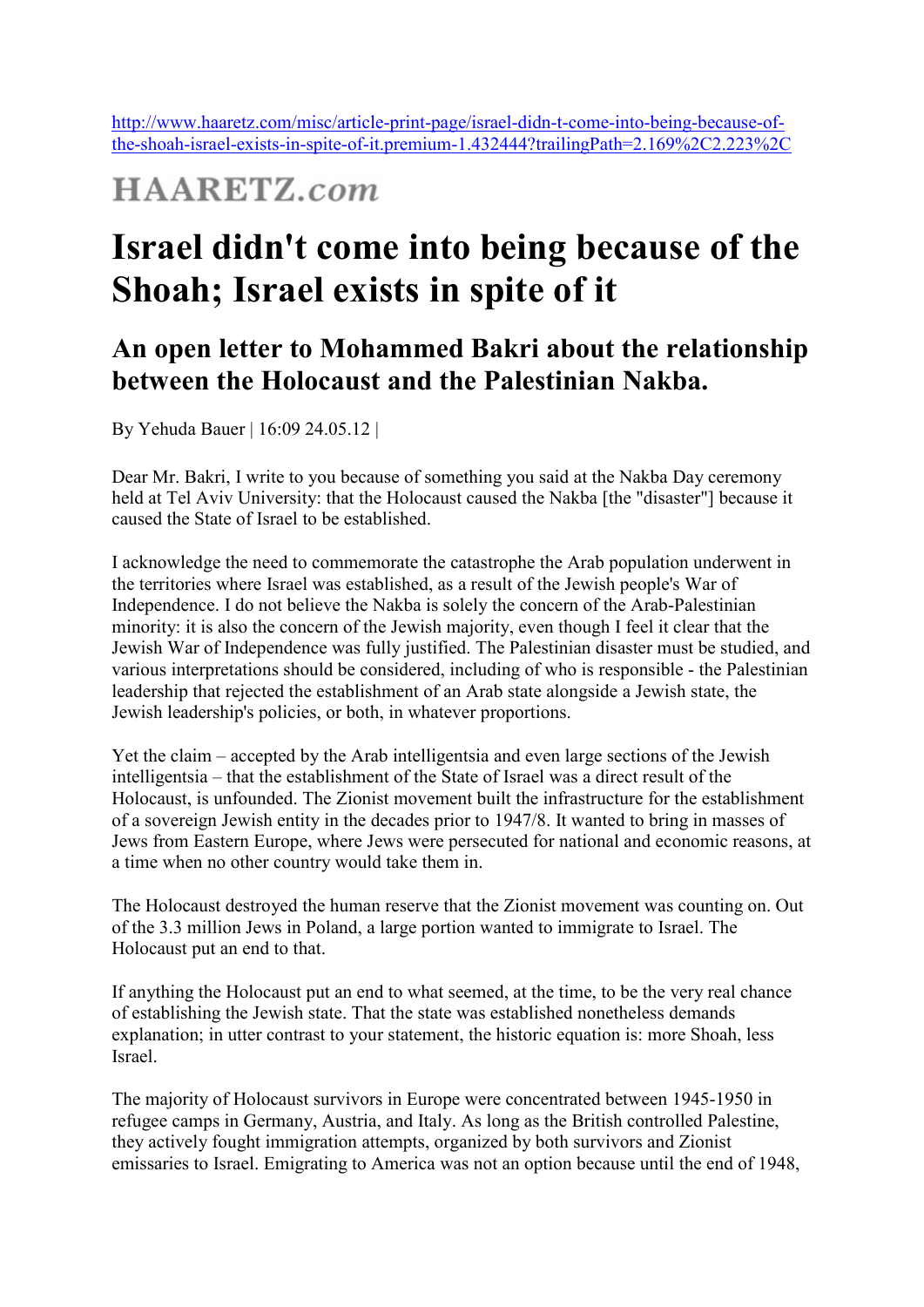http://www.haaretz.com/misc/article-print-page/israel-didn-t-come-into-being-because-of-the-shoah-israel-exists-in-spite-of-it.premium-1.432444?trailingPath=2.169%2C2.223%2C

HAARETZ.com

# Israel didn't come into being because of the Shoah; Israel exists in spite of it

## An open letter to Mohammed Bakri about the relationship between the Holocaust and the Palestinian Nakba.

By Yehuda Bauer | 16:09 24.05.12 |

Dear Mr. Bakri, I write to you because of something you said at the Nakba Day ceremony held at Tel Aviv University: that the Holocaust caused the Nakba [the "disaster"] because it caused the State of Israel to be established.

I acknowledge the need to commemorate the catastrophe the Arab population underwent in the territories where Israel was established, as a result of the Jewish people's War of Independence. I do not believe the Nakba is solely the concern of the Arab-Palestinian minority: it is also the concern of the Jewish majority, even though I feel it clear that the Jewish War of Independence was fully justified. The Palestinian disaster must be studied, and various interpretations should be considered, including of who is responsible - the Palestinian leadership that rejected the establishment of an Arab state alongside a Jewish state, the Jewish leadership's policies, or both, in whatever proportions.

Yet the claim – accepted by the Arab intelligentsia and even large sections of the Jewish intelligentsia – that the establishment of the State of Israel was a direct result of the Holocaust, is unfounded. The Zionist movement built the infrastructure for the establishment of a sovereign Jewish entity in the decades prior to 1947/8. It wanted to bring in masses of Jews from Eastern Europe, where Jews were persecuted for national and economic reasons, at a time when no other country would take them in.

The Holocaust destroyed the human reserve that the Zionist movement was counting on. Out of the 3.3 million Jews in Poland, a large portion wanted to immigrate to Israel. The Holocaust put an end to that.

If anything the Holocaust put an end to what seemed, at the time, to be the very real chance of establishing the Jewish state. That the state was established nonetheless demands explanation; in utter contrast to your statement, the historic equation is: more Shoah, less Israel.

The majority of Holocaust survivors in Europe were concentrated between 1945-1950 in refugee camps in Germany, Austria, and Italy. As long as the British controlled Palestine, they actively fought immigration attempts, organized by both survivors and Zionist emissaries to Israel. Emigrating to America was not an option because until the end of 1948,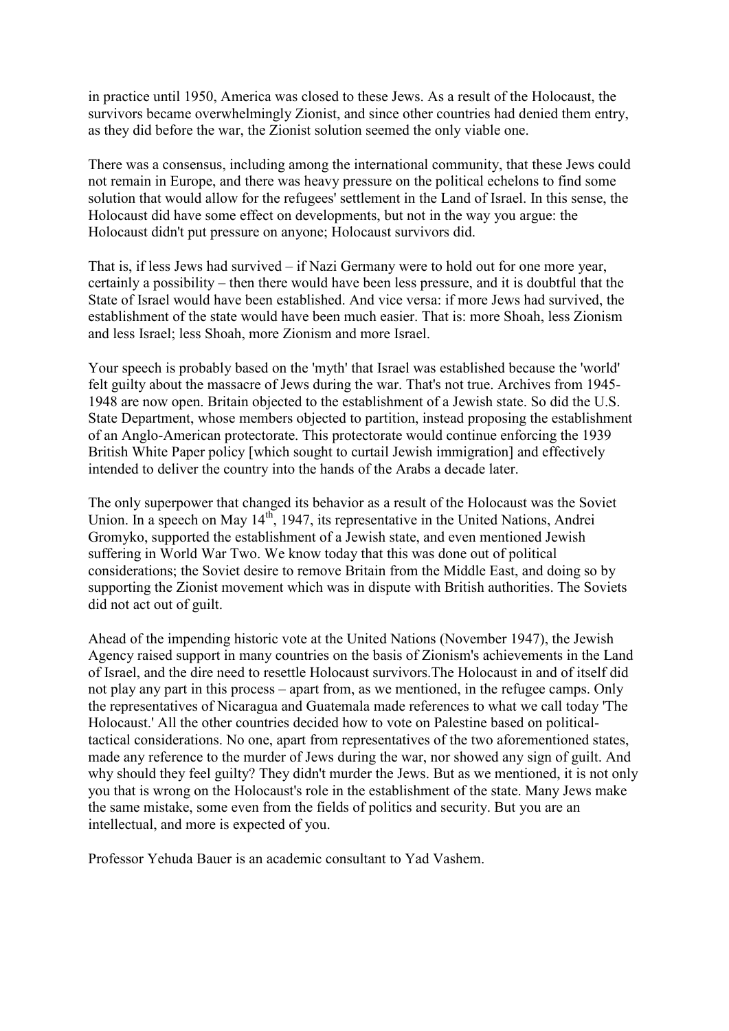in practice until 1950, America was closed to these Jews. As a result of the Holocaust, the survivors became overwhelmingly Zionist, and since other countries had denied them entry, as they did before the war, the Zionist solution seemed the only viable one.

There was a consensus, including among the international community, that these Jews could not remain in Europe, and there was heavy pressure on the political echelons to find some solution that would allow for the refugees' settlement in the Land of Israel. In this sense, the Holocaust did have some effect on developments, but not in the way you argue: the Holocaust didn't put pressure on anyone; Holocaust survivors did.

That is, if less Jews had survived – if Nazi Germany were to hold out for one more year, certainly a possibility – then there would have been less pressure, and it is doubtful that the State of Israel would have been established. And vice versa: if more Jews had survived, the establishment of the state would have been much easier. That is: more Shoah, less Zionism and less Israel; less Shoah, more Zionism and more Israel.

Your speech is probably based on the 'myth' that Israel was established because the 'world' felt guilty about the massacre of Jews during the war. That's not true. Archives from 1945-1948 are now open. Britain objected to the establishment of a Jewish state. So did the U.S. State Department, whose members objected to partition, instead proposing the establishment of an Anglo-American protectorate. This protectorate would continue enforcing the 1939 British White Paper policy [which sought to curtail Jewish immigration] and effectively intended to deliver the country into the hands of the Arabs a decade later.

The only superpower that changed its behavior as a result of the Holocaust was the Soviet Union. In a speech on May 14th, 1947, its representative in the United Nations, Andrei Gromyko, supported the establishment of a Jewish state, and even mentioned Jewish suffering in World War Two. We know today that this was done out of political considerations; the Soviet desire to remove Britain from the Middle East, and doing so by supporting the Zionist movement which was in dispute with British authorities. The Soviets did not act out of guilt.

Ahead of the impending historic vote at the United Nations (November 1947), the Jewish Agency raised support in many countries on the basis of Zionism's achievements in the Land of Israel, and the dire need to resettle Holocaust survivors.The Holocaust in and of itself did not play any part in this process – apart from, as we mentioned, in the refugee camps. Only the representatives of Nicaragua and Guatemala made references to what we call today 'The Holocaust.' All the other countries decided how to vote on Palestine based on political-tactical considerations. No one, apart from representatives of the two aforementioned states, made any reference to the murder of Jews during the war, nor showed any sign of guilt. And why should they feel guilty? They didn't murder the Jews. But as we mentioned, it is not only you that is wrong on the Holocaust's role in the establishment of the state. Many Jews make the same mistake, some even from the fields of politics and security. But you are an intellectual, and more is expected of you.

Professor Yehuda Bauer is an academic consultant to Yad Vashem.